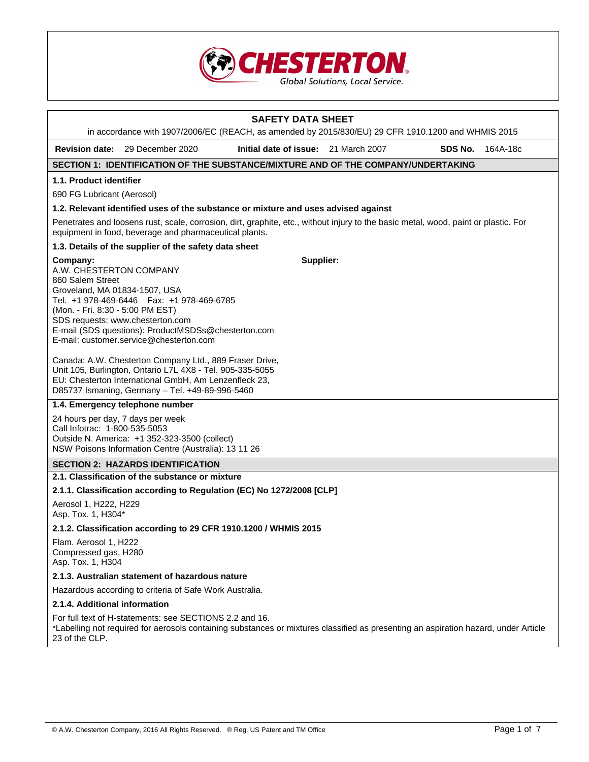# SAFETY DATA SHEET

in accordance with 1907/2006/EC (REACH, as amended by 2015/830/EU) 29 CFR 1910.1200 and WHMIS 2015

**Revision date:** 29 December 2020 **Initial date of issue:** 21 March 2007 **SDS No.** 164A-18c

## SECTION 1: IDENTIFICATION OF THE SUBSTANCE/MIXTURE AND OF THE COMPANY/UNDERTAKING

### 1.1. Product identifier

690 FG Lubricant (Aerosol)

### 1.2. Relevant identified uses of the substance or mixture and uses advised against

Penetrates and loosens rust, scale, corrosion, dirt, graphite, etc., without injury to the basic metal, wood, paint or plastic. For equipment in food, beverage and pharmaceutical plants.

### 1.3. Details of the supplier of the safety data sheet

**Company:**
A.W. CHESTERTON COMPANY
860 Salem Street
Groveland, MA 01834-1507, USA
Tel. +1 978-469-6446 Fax: +1 978-469-6785
(Mon. - Fri. 8:30 - 5:00 PM EST)
SDS requests: www.chesterton.com
E-mail (SDS questions): ProductMSDSs@chesterton.com
E-mail: customer.service@chesterton.com

Canada: A.W. Chesterton Company Ltd., 889 Fraser Drive,
Unit 105, Burlington, Ontario L7L 4X8 - Tel. 905-335-5055
EU: Chesterton International GmbH, Am Lenzenfleck 23,
D85737 Ismaning, Germany – Tel. +49-89-996-5460

**Supplier:**

### 1.4. Emergency telephone number

24 hours per day, 7 days per week
Call Infotrac: 1-800-535-5053
Outside N. America: +1 352-323-3500 (collect)
NSW Poisons Information Centre (Australia): 13 11 26

## SECTION 2: HAZARDS IDENTIFICATION

### 2.1. Classification of the substance or mixture

#### 2.1.1. Classification according to Regulation (EC) No 1272/2008 [CLP]

Aerosol 1, H222, H229
Asp. Tox. 1, H304*

#### 2.1.2. Classification according to 29 CFR 1910.1200 / WHMIS 2015

Flam. Aerosol 1, H222
Compressed gas, H280
Asp. Tox. 1, H304

#### 2.1.3. Australian statement of hazardous nature

Hazardous according to criteria of Safe Work Australia.

#### 2.1.4. Additional information

For full text of H-statements: see SECTIONS 2.2 and 16.
*Labelling not required for aerosols containing substances or mixtures classified as presenting an aspiration hazard, under Article 23 of the CLP.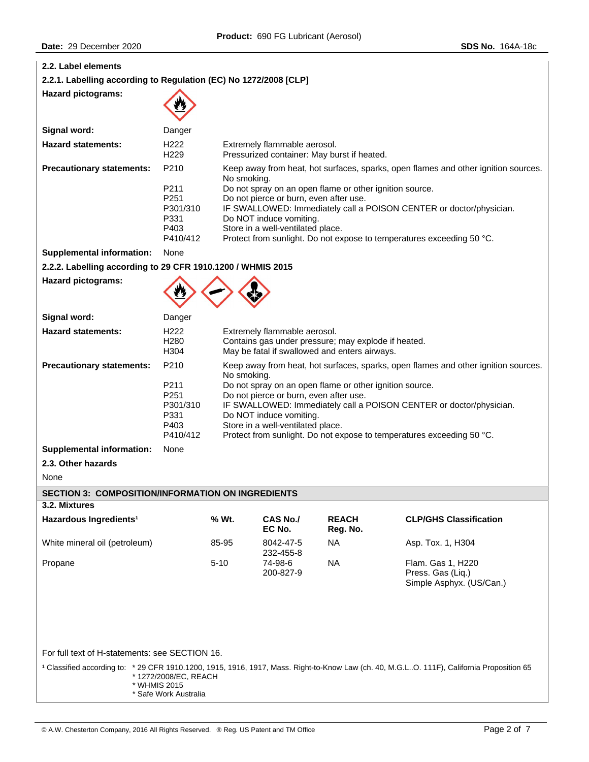### 2.2. Label elements

#### 2.2.1. Labelling according to Regulation (EC) No 1272/2008 [CLP]

**Hazard pictograms:**

**Signal word:** Danger

**Hazard statements:**

| | |
|---|---|
| H222 | Extremely flammable aerosol. |
| H229 | Pressurized container: May burst if heated. |

**Precautionary statements:**

| | |
|---|---|
| P210 | Keep away from heat, hot surfaces, sparks, open flames and other ignition sources. No smoking. |
| P211 | Do not spray on an open flame or other ignition source. |
| P251 | Do not pierce or burn, even after use. |
| P301/310 | IF SWALLOWED: Immediately call a POISON CENTER or doctor/physician. |
| P331 | Do NOT induce vomiting. |
| P403 | Store in a well-ventilated place. |
| P410/412 | Protect from sunlight. Do not expose to temperatures exceeding 50 °C. |

**Supplemental information:** None

#### 2.2.2. Labelling according to 29 CFR 1910.1200 / WHMIS 2015

**Hazard pictograms:**

**Signal word:** Danger

**Hazard statements:**

| | |
|---|---|
| H222 | Extremely flammable aerosol. |
| H280 | Contains gas under pressure; may explode if heated. |
| H304 | May be fatal if swallowed and enters airways. |

**Precautionary statements:**

| | |
|---|---|
| P210 | Keep away from heat, hot surfaces, sparks, open flames and other ignition sources. No smoking. |
| P211 | Do not spray on an open flame or other ignition source. |
| P251 | Do not pierce or burn, even after use. |
| P301/310 | IF SWALLOWED: Immediately call a POISON CENTER or doctor/physician. |
| P331 | Do NOT induce vomiting. |
| P403 | Store in a well-ventilated place. |
| P410/412 | Protect from sunlight. Do not expose to temperatures exceeding 50 °C. |

**Supplemental information:** None

### 2.3. Other hazards

None

## SECTION 3: COMPOSITION/INFORMATION ON INGREDIENTS

### 3.2. Mixtures

| Hazardous Ingredients[1] | % Wt. | CAS No./ EC No. | REACH Reg. No. | CLP/GHS Classification |
|---|---|---|---|---|
| White mineral oil (petroleum) | 85-95 | 8042-47-5 232-455-8 | NA | Asp. Tox. 1, H304 |
| Propane | 5-10 | 74-98-6 200-827-9 | NA | Flam. Gas 1, H220 Press. Gas (Liq.) Simple Asphyx. (US/Can.) |

For full text of H-statements: see SECTION 16.

[1] Classified according to:
* 29 CFR 1910.1200, 1915, 1916, 1917, Mass. Right-to-Know Law (ch. 40, M.G.L..O. 111F), California Proposition 65
* 1272/2008/EC, REACH
* WHMIS 2015
* Safe Work Australia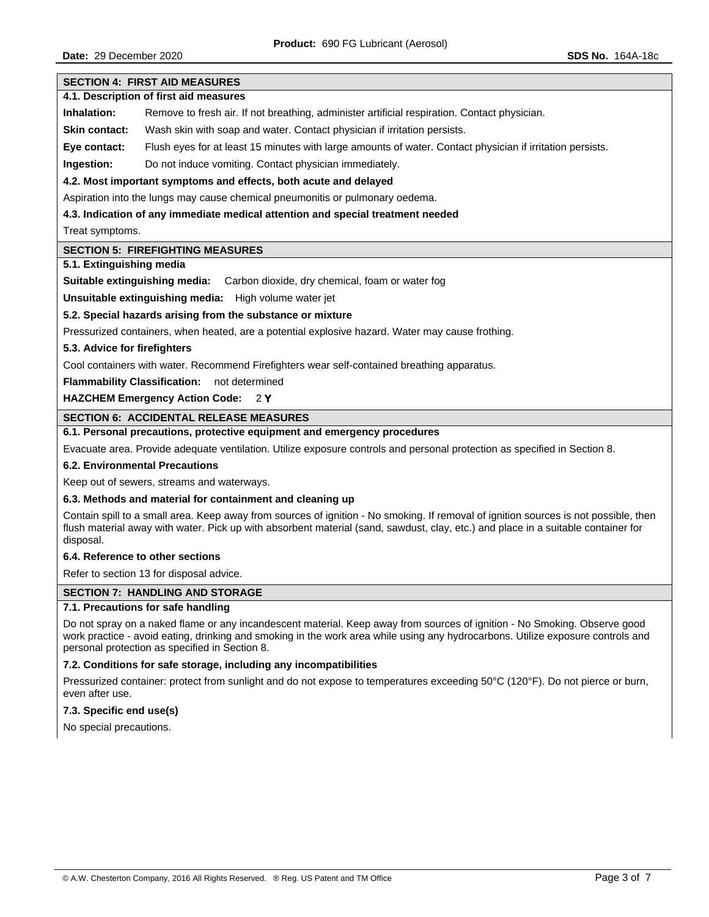## SECTION 4: FIRST AID MEASURES

### 4.1. Description of first aid measures

**Inhalation:** Remove to fresh air. If not breathing, administer artificial respiration. Contact physician.

**Skin contact:** Wash skin with soap and water. Contact physician if irritation persists.

**Eye contact:** Flush eyes for at least 15 minutes with large amounts of water. Contact physician if irritation persists.

**Ingestion:** Do not induce vomiting. Contact physician immediately.

### 4.2. Most important symptoms and effects, both acute and delayed

Aspiration into the lungs may cause chemical pneumonitis or pulmonary oedema.

### 4.3. Indication of any immediate medical attention and special treatment needed

Treat symptoms.

## SECTION 5: FIREFIGHTING MEASURES

### 5.1. Extinguishing media

**Suitable extinguishing media:** Carbon dioxide, dry chemical, foam or water fog

**Unsuitable extinguishing media:** High volume water jet

### 5.2. Special hazards arising from the substance or mixture

Pressurized containers, when heated, are a potential explosive hazard. Water may cause frothing.

### 5.3. Advice for firefighters

Cool containers with water. Recommend Firefighters wear self-contained breathing apparatus.

**Flammability Classification:** not determined

**HAZCHEM Emergency Action Code:** 2 **Y**

## SECTION 6: ACCIDENTAL RELEASE MEASURES

### 6.1. Personal precautions, protective equipment and emergency procedures

Evacuate area. Provide adequate ventilation. Utilize exposure controls and personal protection as specified in Section 8.

### 6.2. Environmental Precautions

Keep out of sewers, streams and waterways.

### 6.3. Methods and material for containment and cleaning up

Contain spill to a small area. Keep away from sources of ignition - No smoking. If removal of ignition sources is not possible, then flush material away with water. Pick up with absorbent material (sand, sawdust, clay, etc.) and place in a suitable container for disposal.

### 6.4. Reference to other sections

Refer to section 13 for disposal advice.

## SECTION 7: HANDLING AND STORAGE

### 7.1. Precautions for safe handling

Do not spray on a naked flame or any incandescent material. Keep away from sources of ignition - No Smoking. Observe good work practice - avoid eating, drinking and smoking in the work area while using any hydrocarbons. Utilize exposure controls and personal protection as specified in Section 8.

### 7.2. Conditions for safe storage, including any incompatibilities

Pressurized container: protect from sunlight and do not expose to temperatures exceeding 50°C (120°F). Do not pierce or burn, even after use.

### 7.3. Specific end use(s)

No special precautions.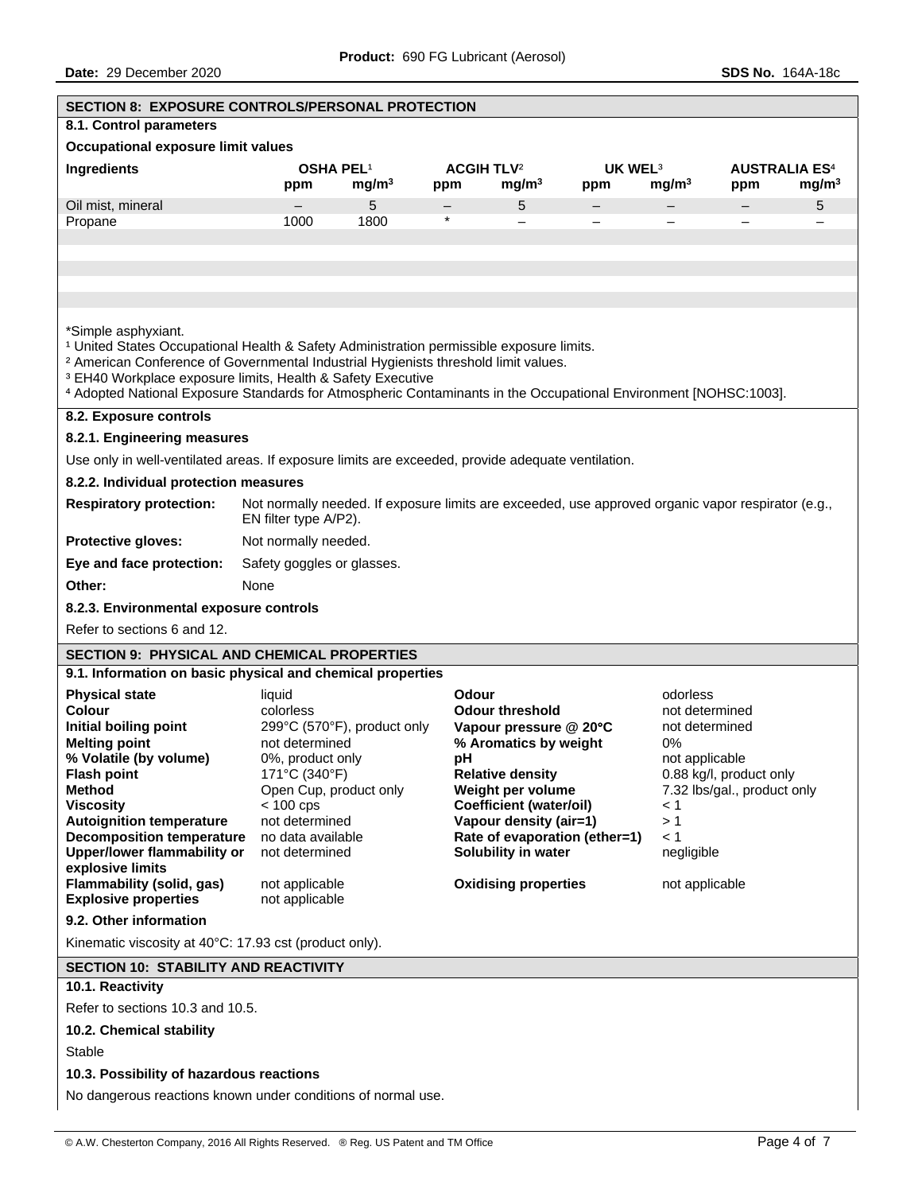## SECTION 8: EXPOSURE CONTROLS/PERSONAL PROTECTION

### 8.1. Control parameters

**Occupational exposure limit values**

| Ingredients | OSHA PEL[1] | | ACGIH TLV[2] | | UK WEL[3] | | AUSTRALIA ES[4] | |
|---|---|---|---|---|---|---|---|---|
| | ppm | mg/m³ | ppm | mg/m³ | ppm | mg/m³ | ppm | mg/m³ |
| Oil mist, mineral | – | 5 | – | 5 | – | – | – | 5 |
| Propane | 1000 | 1800 | * | – | – | – | – | – |

*Simple asphyxiant.

[1] United States Occupational Health & Safety Administration permissible exposure limits.

[2] American Conference of Governmental Industrial Hygienists threshold limit values.

[3] EH40 Workplace exposure limits, Health & Safety Executive

[4] Adopted National Exposure Standards for Atmospheric Contaminants in the Occupational Environment [NOHSC:1003].

### 8.2. Exposure controls

**8.2.1. Engineering measures**

Use only in well-ventilated areas. If exposure limits are exceeded, provide adequate ventilation.

**8.2.2. Individual protection measures**

**Respiratory protection:** Not normally needed. If exposure limits are exceeded, use approved organic vapor respirator (e.g., EN filter type A/P2).

**Protective gloves:** Not normally needed.

**Eye and face protection:** Safety goggles or glasses.

**Other:** None

**8.2.3. Environmental exposure controls**

Refer to sections 6 and 12.

## SECTION 9: PHYSICAL AND CHEMICAL PROPERTIES

### 9.1. Information on basic physical and chemical properties

| | | | |
|---|---|---|---|
| **Physical state** | liquid | **Odour** | odorless |
| **Colour** | colorless | **Odour threshold** | not determined |
| **Initial boiling point** | 299°C (570°F), product only | **Vapour pressure @ 20°C** | not determined |
| **Melting point** | not determined | **% Aromatics by weight** | 0% |
| **% Volatile (by volume)** | 0%, product only | **pH** | not applicable |
| **Flash point** | 171°C (340°F) | **Relative density** | 0.88 kg/l, product only |
| **Method** | Open Cup, product only | **Weight per volume** | 7.32 lbs/gal., product only |
| **Viscosity** | < 100 cps | **Coefficient (water/oil)** | < 1 |
| **Autoignition temperature** | not determined | **Vapour density (air=1)** | > 1 |
| **Decomposition temperature** | no data available | **Rate of evaporation (ether=1)** | < 1 |
| **Upper/lower flammability or explosive limits** | not determined | **Solubility in water** | negligible |
| **Flammability (solid, gas)** | not applicable | **Oxidising properties** | not applicable |
| **Explosive properties** | not applicable | | |

### 9.2. Other information

Kinematic viscosity at 40°C: 17.93 cst (product only).

## SECTION 10: STABILITY AND REACTIVITY

### 10.1. Reactivity

Refer to sections 10.3 and 10.5.

### 10.2. Chemical stability

Stable

### 10.3. Possibility of hazardous reactions

No dangerous reactions known under conditions of normal use.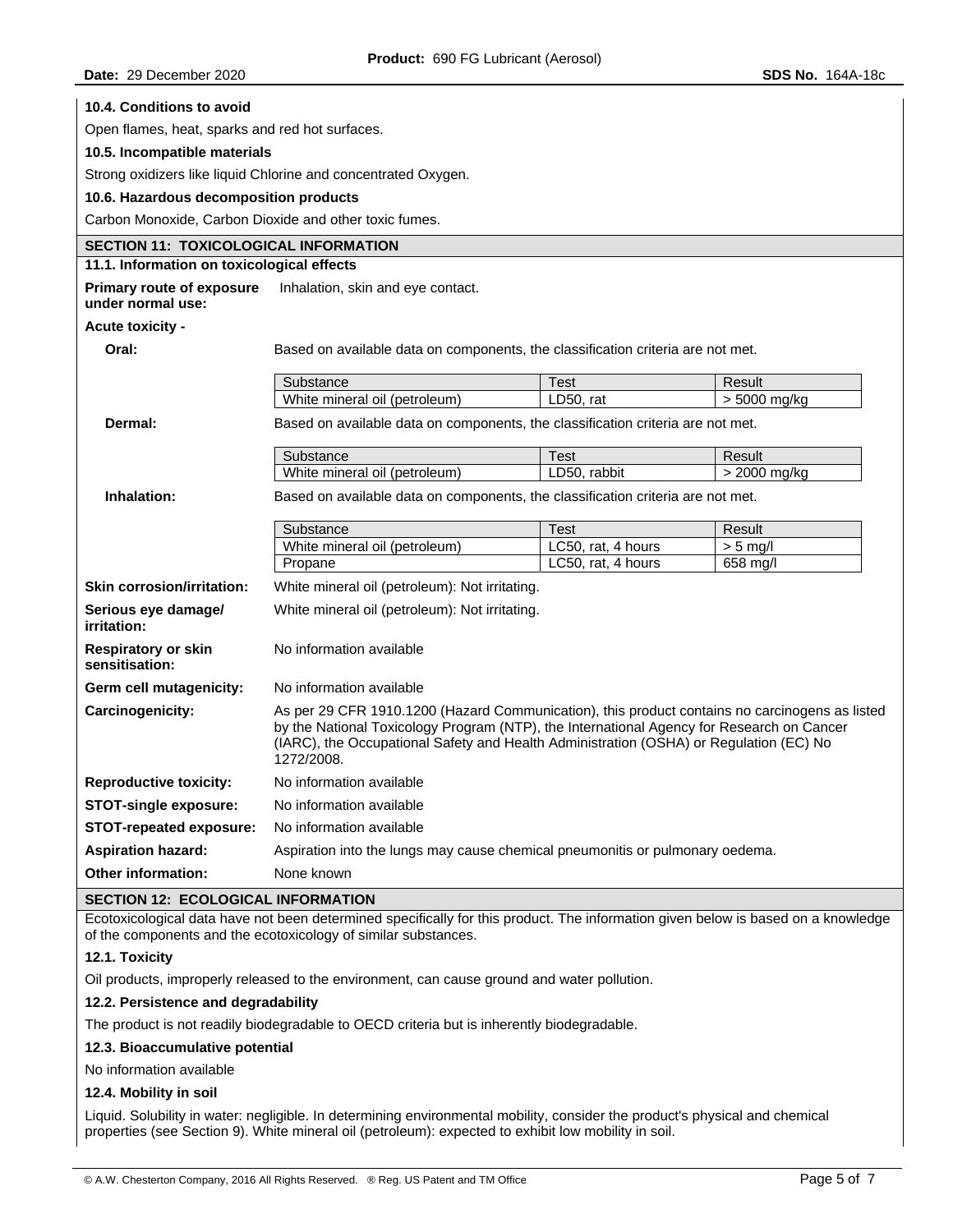**10.4. Conditions to avoid**

Open flames, heat, sparks and red hot surfaces.

**10.5. Incompatible materials**

Strong oxidizers like liquid Chlorine and concentrated Oxygen.

**10.6. Hazardous decomposition products**

Carbon Monoxide, Carbon Dioxide and other toxic fumes.

## SECTION 11: TOXICOLOGICAL INFORMATION

**11.1. Information on toxicological effects**

**Primary route of exposure under normal use:** Inhalation, skin and eye contact.

**Acute toxicity -**

**Oral:** Based on available data on components, the classification criteria are not met.

| Substance | Test | Result |
|---|---|---|
| White mineral oil (petroleum) | LD50, rat | > 5000 mg/kg |

**Dermal:** Based on available data on components, the classification criteria are not met.

| Substance | Test | Result |
|---|---|---|
| White mineral oil (petroleum) | LD50, rabbit | > 2000 mg/kg |

**Inhalation:** Based on available data on components, the classification criteria are not met.

| Substance | Test | Result |
|---|---|---|
| White mineral oil (petroleum) | LC50, rat, 4 hours | > 5 mg/l |
| Propane | LC50, rat, 4 hours | 658 mg/l |

**Skin corrosion/irritation:** White mineral oil (petroleum): Not irritating.

**Serious eye damage/ irritation:** White mineral oil (petroleum): Not irritating.

**Respiratory or skin sensitisation:** No information available

**Germ cell mutagenicity:** No information available

**Carcinogenicity:** As per 29 CFR 1910.1200 (Hazard Communication), this product contains no carcinogens as listed by the National Toxicology Program (NTP), the International Agency for Research on Cancer (IARC), the Occupational Safety and Health Administration (OSHA) or Regulation (EC) No 1272/2008.

**Reproductive toxicity:** No information available

**STOT-single exposure:** No information available

**STOT-repeated exposure:** No information available

**Aspiration hazard:** Aspiration into the lungs may cause chemical pneumonitis or pulmonary oedema.

**Other information:** None known

## SECTION 12: ECOLOGICAL INFORMATION

Ecotoxicological data have not been determined specifically for this product. The information given below is based on a knowledge of the components and the ecotoxicology of similar substances.

**12.1. Toxicity**

Oil products, improperly released to the environment, can cause ground and water pollution.

**12.2. Persistence and degradability**

The product is not readily biodegradable to OECD criteria but is inherently biodegradable.

**12.3. Bioaccumulative potential**

No information available

**12.4. Mobility in soil**

Liquid. Solubility in water: negligible. In determining environmental mobility, consider the product's physical and chemical properties (see Section 9). White mineral oil (petroleum): expected to exhibit low mobility in soil.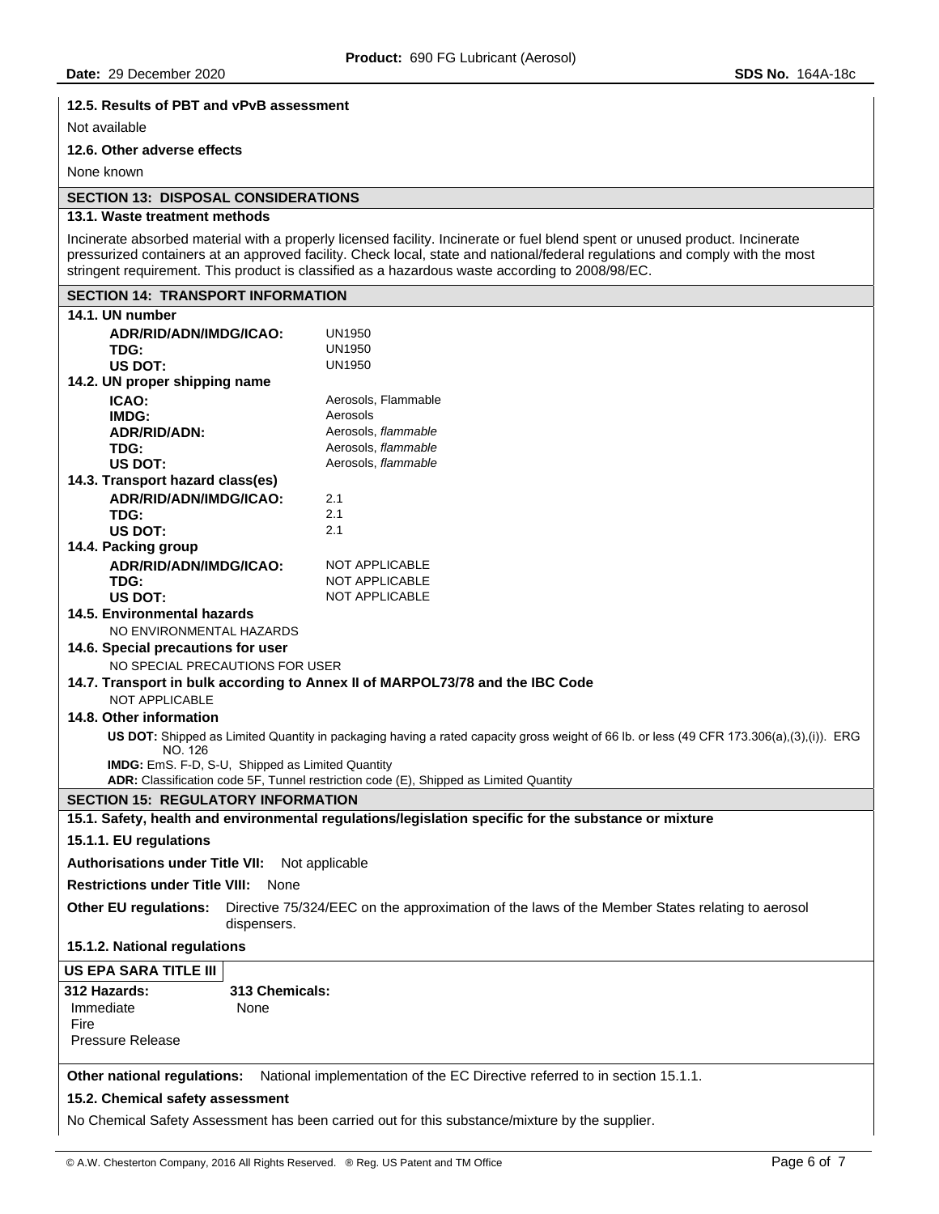**12.5. Results of PBT and vPvB assessment**

Not available

**12.6. Other adverse effects**

None known

## SECTION 13: DISPOSAL CONSIDERATIONS

**13.1. Waste treatment methods**

Incinerate absorbed material with a properly licensed facility. Incinerate or fuel blend spent or unused product. Incinerate pressurized containers at an approved facility. Check local, state and national/federal regulations and comply with the most stringent requirement. This product is classified as a hazardous waste according to 2008/98/EC.

## SECTION 14: TRANSPORT INFORMATION

**14.1. UN number**

| | |
|---|---|
| **ADR/RID/ADN/IMDG/ICAO:** | UN1950 |
| **TDG:** | UN1950 |
| **US DOT:** | UN1950 |

**14.2. UN proper shipping name**

| | |
|---|---|
| **ICAO:** | Aerosols, Flammable |
| **IMDG:** | Aerosols |
| **ADR/RID/ADN:** | Aerosols, *flammable* |
| **TDG:** | Aerosols, *flammable* |
| **US DOT:** | Aerosols, *flammable* |

**14.3. Transport hazard class(es)**

| | |
|---|---|
| **ADR/RID/ADN/IMDG/ICAO:** | 2.1 |
| **TDG:** | 2.1 |
| **US DOT:** | 2.1 |

**14.4. Packing group**

| | |
|---|---|
| **ADR/RID/ADN/IMDG/ICAO:** | NOT APPLICABLE |
| **TDG:** | NOT APPLICABLE |
| **US DOT:** | NOT APPLICABLE |

**14.5. Environmental hazards**

NO ENVIRONMENTAL HAZARDS

**14.6. Special precautions for user**

NO SPECIAL PRECAUTIONS FOR USER

**14.7. Transport in bulk according to Annex II of MARPOL73/78 and the IBC Code**

NOT APPLICABLE

**14.8. Other information**

**US DOT:** Shipped as Limited Quantity in packaging having a rated capacity gross weight of 66 lb. or less (49 CFR 173.306(a),(3),(i)). ERG NO. 126

**IMDG:** EmS. F-D, S-U, Shipped as Limited Quantity

**ADR:** Classification code 5F, Tunnel restriction code (E), Shipped as Limited Quantity

## SECTION 15: REGULATORY INFORMATION

**15.1. Safety, health and environmental regulations/legislation specific for the substance or mixture**

**15.1.1. EU regulations**

**Authorisations under Title VII:** Not applicable

**Restrictions under Title VIII:** None

**Other EU regulations:** Directive 75/324/EEC on the approximation of the laws of the Member States relating to aerosol dispensers.

**15.1.2. National regulations**

**US EPA SARA TITLE III**

| 312 Hazards: | 313 Chemicals: |
|---|---|
| Immediate<br>Fire<br>Pressure Release | None |

**Other national regulations:** National implementation of the EC Directive referred to in section 15.1.1.

**15.2. Chemical safety assessment**

No Chemical Safety Assessment has been carried out for this substance/mixture by the supplier.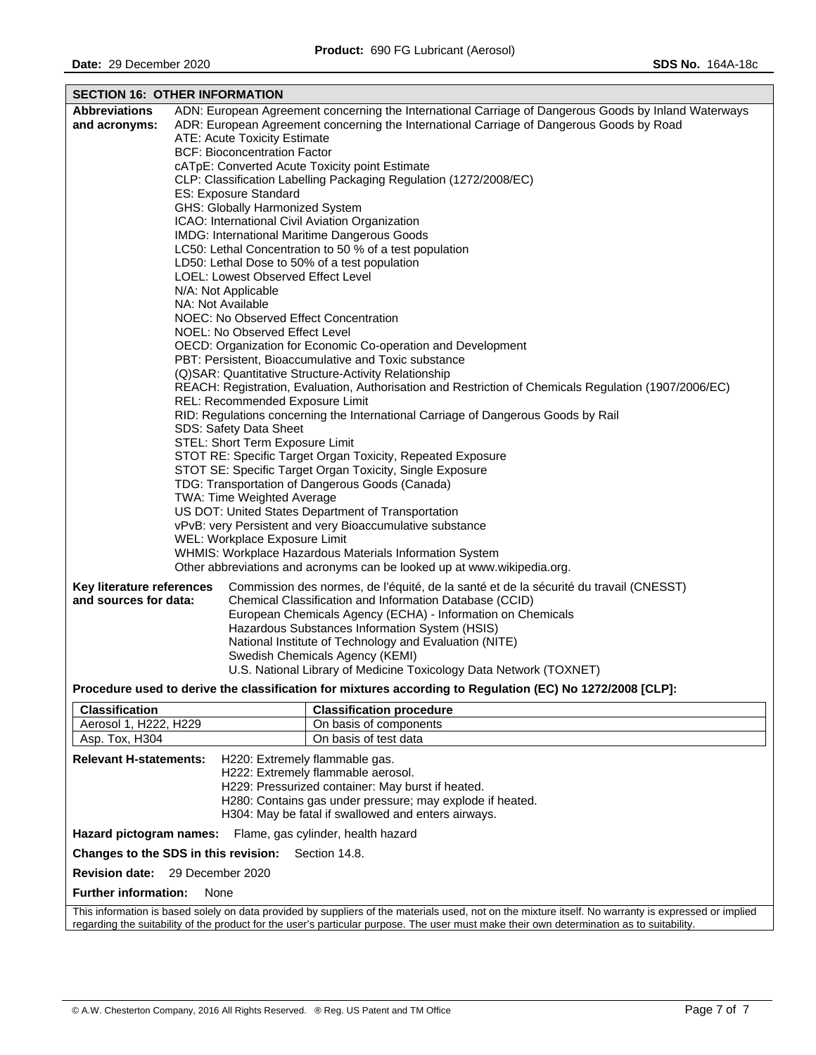## SECTION 16: OTHER INFORMATION

**Abbreviations and acronyms:**

ADN: European Agreement concerning the International Carriage of Dangerous Goods by Inland Waterways
ADR: European Agreement concerning the International Carriage of Dangerous Goods by Road
ATE: Acute Toxicity Estimate
BCF: Bioconcentration Factor
cATpE: Converted Acute Toxicity point Estimate
CLP: Classification Labelling Packaging Regulation (1272/2008/EC)
ES: Exposure Standard
GHS: Globally Harmonized System
ICAO: International Civil Aviation Organization
IMDG: International Maritime Dangerous Goods
LC50: Lethal Concentration to 50 % of a test population
LD50: Lethal Dose to 50% of a test population
LOEL: Lowest Observed Effect Level
N/A: Not Applicable
NA: Not Available
NOEC: No Observed Effect Concentration
NOEL: No Observed Effect Level
OECD: Organization for Economic Co-operation and Development
PBT: Persistent, Bioaccumulative and Toxic substance
(Q)SAR: Quantitative Structure-Activity Relationship
REACH: Registration, Evaluation, Authorisation and Restriction of Chemicals Regulation (1907/2006/EC)
REL: Recommended Exposure Limit
RID: Regulations concerning the International Carriage of Dangerous Goods by Rail
SDS: Safety Data Sheet
STEL: Short Term Exposure Limit
STOT RE: Specific Target Organ Toxicity, Repeated Exposure
STOT SE: Specific Target Organ Toxicity, Single Exposure
TDG: Transportation of Dangerous Goods (Canada)
TWA: Time Weighted Average
US DOT: United States Department of Transportation
vPvB: very Persistent and very Bioaccumulative substance
WEL: Workplace Exposure Limit
WHMIS: Workplace Hazardous Materials Information System
Other abbreviations and acronyms can be looked up at www.wikipedia.org.

**Key literature references and sources for data:**

Commission des normes, de l'équité, de la santé et de la sécurité du travail (CNESST)
Chemical Classification and Information Database (CCID)
European Chemicals Agency (ECHA) - Information on Chemicals
Hazardous Substances Information System (HSIS)
National Institute of Technology and Evaluation (NITE)
Swedish Chemicals Agency (KEMI)
U.S. National Library of Medicine Toxicology Data Network (TOXNET)

**Procedure used to derive the classification for mixtures according to Regulation (EC) No 1272/2008 [CLP]:**

| Classification | Classification procedure |
|---|---|
| Aerosol 1, H222, H229 | On basis of components |
| Asp. Tox, H304 | On basis of test data |

**Relevant H-statements:**

H220: Extremely flammable gas.
H222: Extremely flammable aerosol.
H229: Pressurized container: May burst if heated.
H280: Contains gas under pressure; may explode if heated.
H304: May be fatal if swallowed and enters airways.

**Hazard pictogram names:** Flame, gas cylinder, health hazard

**Changes to the SDS in this revision:** Section 14.8.

**Revision date:** 29 December 2020

**Further information:** None

This information is based solely on data provided by suppliers of the materials used, not on the mixture itself. No warranty is expressed or implied regarding the suitability of the product for the user's particular purpose. The user must make their own determination as to suitability.